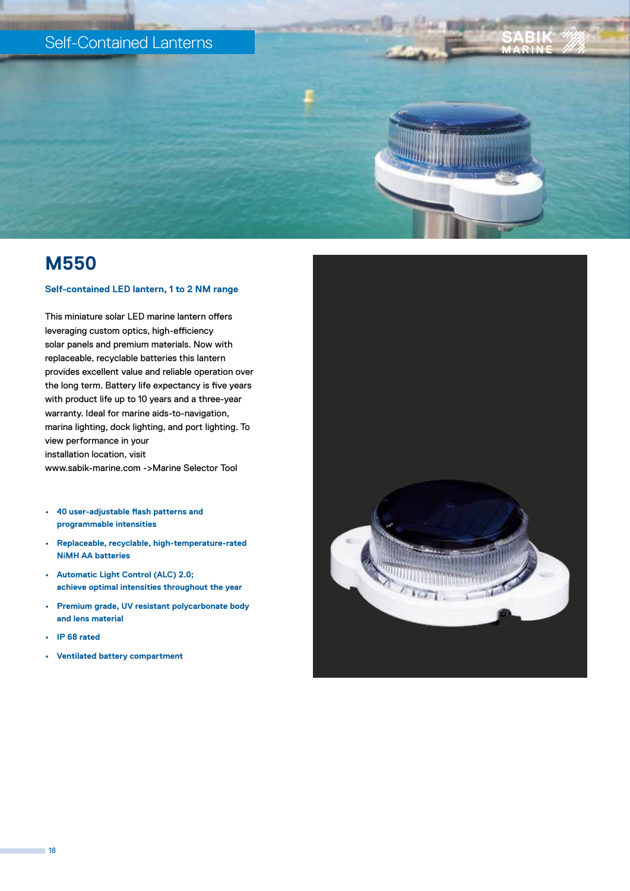Self-Contained Lanterns

# M550

**Self-contained LED lantern, 1 to 2 NM range**

This miniature solar LED marine lantern offers leveraging custom optics, high-efficiency solar panels and premium materials. Now with replaceable, recyclable batteries this lantern provides excellent value and reliable operation over the long term. Battery life expectancy is five years with product life up to 10 years and a three-year warranty. Ideal for marine aids-to-navigation, marina lighting, dock lighting, and port lighting. To view performance in your installation location, visit www.sabik-marine.com ->Marine Selector Tool

- **40 user-adjustable flash patterns and programmable intensities**
- **Replaceable, recyclable, high-temperature-rated NiMH AA batteries**
- **Automatic Light Control (ALC) 2.0; achieve optimal intensities throughout the year**
- **Premium grade, UV resistant polycarbonate body and lens material**
- **IP 68 rated**
- **Ventilated battery compartment**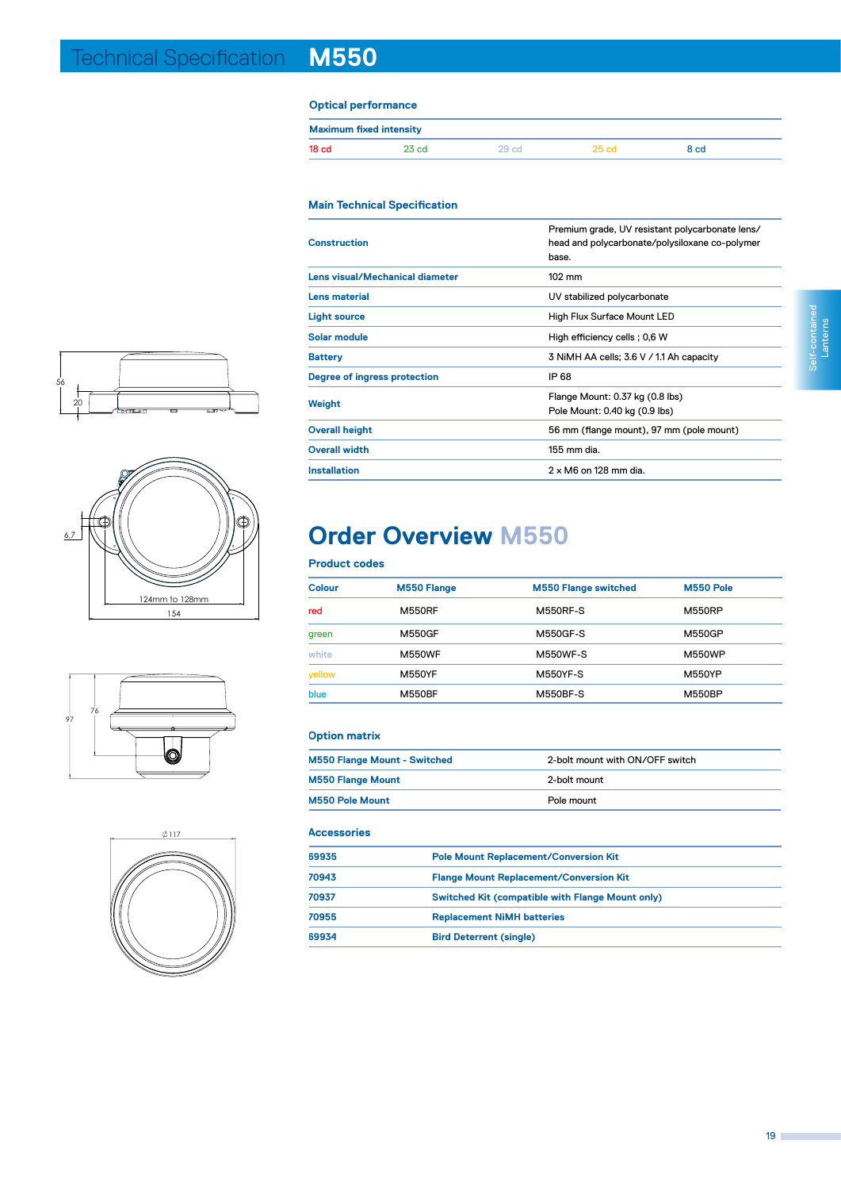# Technical Specification M550

## Optical performance

| Maximum fixed intensity | | | | |
|---|---|---|---|---|
| 18 cd | 23 cd | 29 cd | 25 cd | 8 cd |

## Main Technical Specification

| | |
|---|---|
| Construction | Premium grade, UV resistant polycarbonate lens/ head and polycarbonate/polysiloxane co-polymer base. |
| Lens visual/Mechanical diameter | 102 mm |
| Lens material | UV stabilized polycarbonate |
| Light source | High Flux Surface Mount LED |
| Solar module | High efficiency cells ; 0,6 W |
| Battery | 3 NiMH AA cells; 3.6 V / 1.1 Ah capacity |
| Degree of ingress protection | IP 68 |
| Weight | Flange Mount: 0.37 kg (0.8 lbs)<br>Pole Mount: 0.40 kg (0.9 lbs) |
| Overall height | 56 mm (flange mount), 97 mm (pole mount) |
| Overall width | 155 mm dia. |
| Installation | 2 x M6 on 128 mm dia. |

56
20
6,7
124mm to 128mm
154
97
76
⌀117

# Order Overview M550

## Product codes

| Colour | M550 Flange | M550 Flange switched | M550 Pole |
|---|---|---|---|
| red | M550RF | M550RF-S | M550RP |
| green | M550GF | M550GF-S | M550GP |
| white | M550WF | M550WF-S | M550WP |
| yellow | M550YF | M550YF-S | M550YP |
| blue | M550BF | M550BF-S | M550BP |

## Option matrix

| | |
|---|---|
| M550 Flange Mount - Switched | 2-bolt mount with ON/OFF switch |
| M550 Flange Mount | 2-bolt mount |
| M550 Pole Mount | Pole mount |

## Accessories

| | |
|---|---|
| 69935 | Pole Mount Replacement/Conversion Kit |
| 70943 | Flange Mount Replacement/Conversion Kit |
| 70937 | Switched Kit (compatible with Flange Mount only) |
| 70955 | Replacement NiMH batteries |
| 69934 | Bird Deterrent (single) |

Self-contained Lanterns